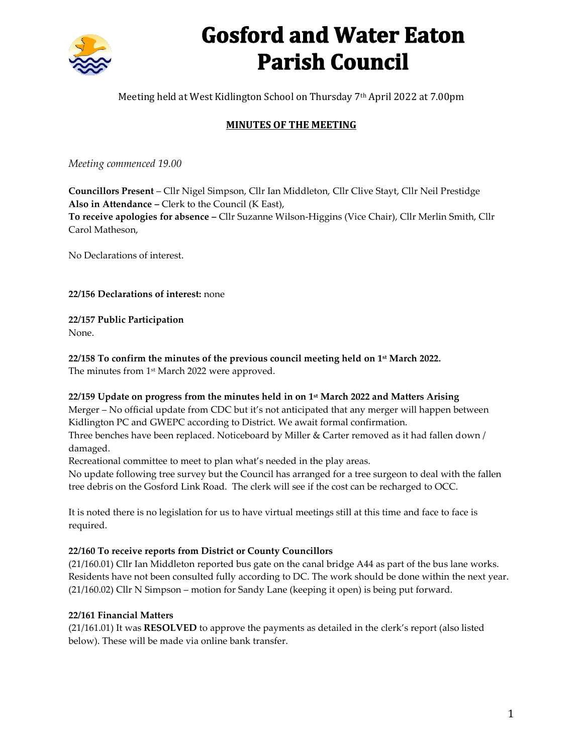# Gosford and Water Eaton Parish Council

Meeting held at West Kidlington School on Thursday 7th April 2022 at 7.00pm

## MINUTES OF THE MEETING

*Meeting commenced 19.00*

**Councillors Present** – Cllr Nigel Simpson, Cllr Ian Middleton, Cllr Clive Stayt, Cllr Neil Prestidge
**Also in Attendance –** Clerk to the Council (K East),
**To receive apologies for absence –** Cllr Suzanne Wilson-Higgins (Vice Chair), Cllr Merlin Smith, Cllr Carol Matheson,

No Declarations of interest.

**22/156 Declarations of interest:** none

**22/157 Public Participation**
None.

**22/158 To confirm the minutes of the previous council meeting held on 1st March 2022.**
The minutes from 1st March 2022 were approved.

**22/159 Update on progress from the minutes held in on 1st March 2022 and Matters Arising**
Merger – No official update from CDC but it's not anticipated that any merger will happen between Kidlington PC and GWEPC according to District. We await formal confirmation.
Three benches have been replaced. Noticeboard by Miller & Carter removed as it had fallen down / damaged.
Recreational committee to meet to plan what's needed in the play areas.
No update following tree survey but the Council has arranged for a tree surgeon to deal with the fallen tree debris on the Gosford Link Road. The clerk will see if the cost can be recharged to OCC.

It is noted there is no legislation for us to have virtual meetings still at this time and face to face is required.

**22/160 To receive reports from District or County Councillors**
(21/160.01) Cllr Ian Middleton reported bus gate on the canal bridge A44 as part of the bus lane works. Residents have not been consulted fully according to DC. The work should be done within the next year.
(21/160.02) Cllr N Simpson – motion for Sandy Lane (keeping it open) is being put forward.

**22/161 Financial Matters**
(21/161.01) It was **RESOLVED** to approve the payments as detailed in the clerk's report (also listed below). These will be made via online bank transfer.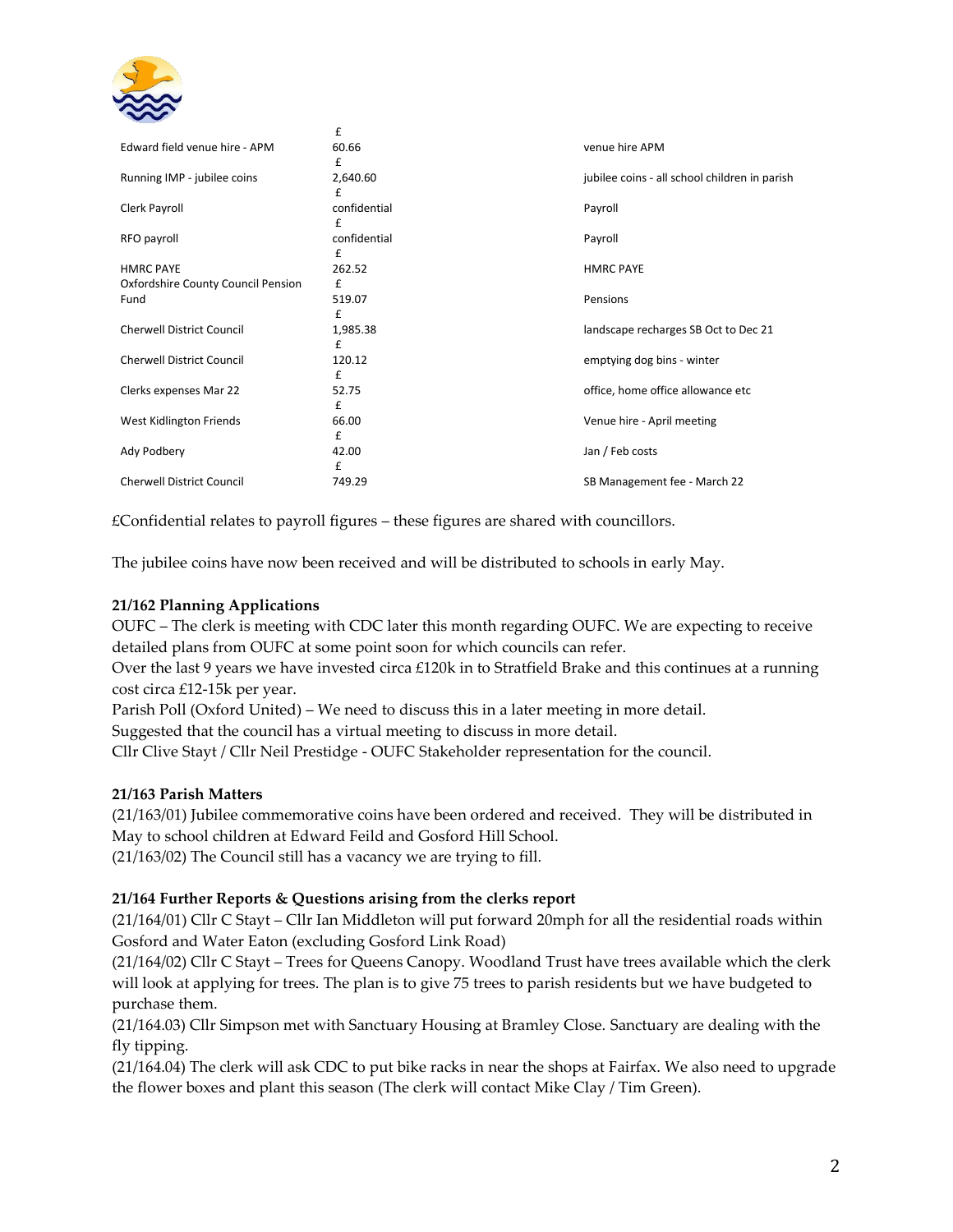| | | |
|---|---|---|
| Edward field venue hire - APM | £ 60.66 | venue hire APM |
| Running IMP - jubilee coins | £ 2,640.60 | jubilee coins - all school children in parish |
| Clerk Payroll | £ confidential | Payroll |
| RFO payroll | £ confidential | Payroll |
| HMRC PAYE | £ 262.52 | HMRC PAYE |
| Oxfordshire County Council Pension Fund | £ 519.07 | Pensions |
| Cherwell District Council | £ 1,985.38 | landscape recharges SB Oct to Dec 21 |
| Cherwell District Council | £ 120.12 | emptying dog bins - winter |
| Clerks expenses Mar 22 | £ 52.75 | office, home office allowance etc |
| West Kidlington Friends | £ 66.00 | Venue hire - April meeting |
| Ady Podbery | £ 42.00 | Jan / Feb costs |
| Cherwell District Council | £ 749.29 | SB Management fee - March 22 |

£Confidential relates to payroll figures – these figures are shared with councillors.

The jubilee coins have now been received and will be distributed to schools in early May.

**21/162 Planning Applications**

OUFC – The clerk is meeting with CDC later this month regarding OUFC. We are expecting to receive detailed plans from OUFC at some point soon for which councils can refer.
Over the last 9 years we have invested circa £120k in to Stratfield Brake and this continues at a running cost circa £12-15k per year.
Parish Poll (Oxford United) – We need to discuss this in a later meeting in more detail.
Suggested that the council has a virtual meeting to discuss in more detail.
Cllr Clive Stayt / Cllr Neil Prestidge - OUFC Stakeholder representation for the council.

**21/163 Parish Matters**

(21/163/01) Jubilee commemorative coins have been ordered and received. They will be distributed in May to school children at Edward Feild and Gosford Hill School.
(21/163/02) The Council still has a vacancy we are trying to fill.

**21/164 Further Reports & Questions arising from the clerks report**

(21/164/01) Cllr C Stayt – Cllr Ian Middleton will put forward 20mph for all the residential roads within Gosford and Water Eaton (excluding Gosford Link Road)
(21/164/02) Cllr C Stayt – Trees for Queens Canopy. Woodland Trust have trees available which the clerk will look at applying for trees. The plan is to give 75 trees to parish residents but we have budgeted to purchase them.
(21/164.03) Cllr Simpson met with Sanctuary Housing at Bramley Close. Sanctuary are dealing with the fly tipping.
(21/164.04) The clerk will ask CDC to put bike racks in near the shops at Fairfax. We also need to upgrade the flower boxes and plant this season (The clerk will contact Mike Clay / Tim Green).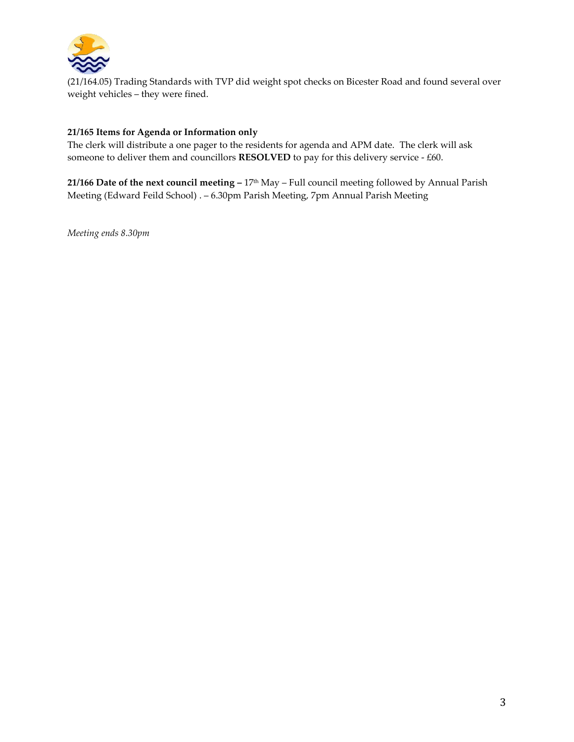(21/164.05) Trading Standards with TVP did weight spot checks on Bicester Road and found several over weight vehicles – they were fined.

**21/165 Items for Agenda or Information only**

The clerk will distribute a one pager to the residents for agenda and APM date. The clerk will ask someone to deliver them and councillors **RESOLVED** to pay for this delivery service - £60.

**21/166 Date of the next council meeting –** 17th May – Full council meeting followed by Annual Parish Meeting (Edward Feild School) . – 6.30pm Parish Meeting, 7pm Annual Parish Meeting

*Meeting ends 8.30pm*